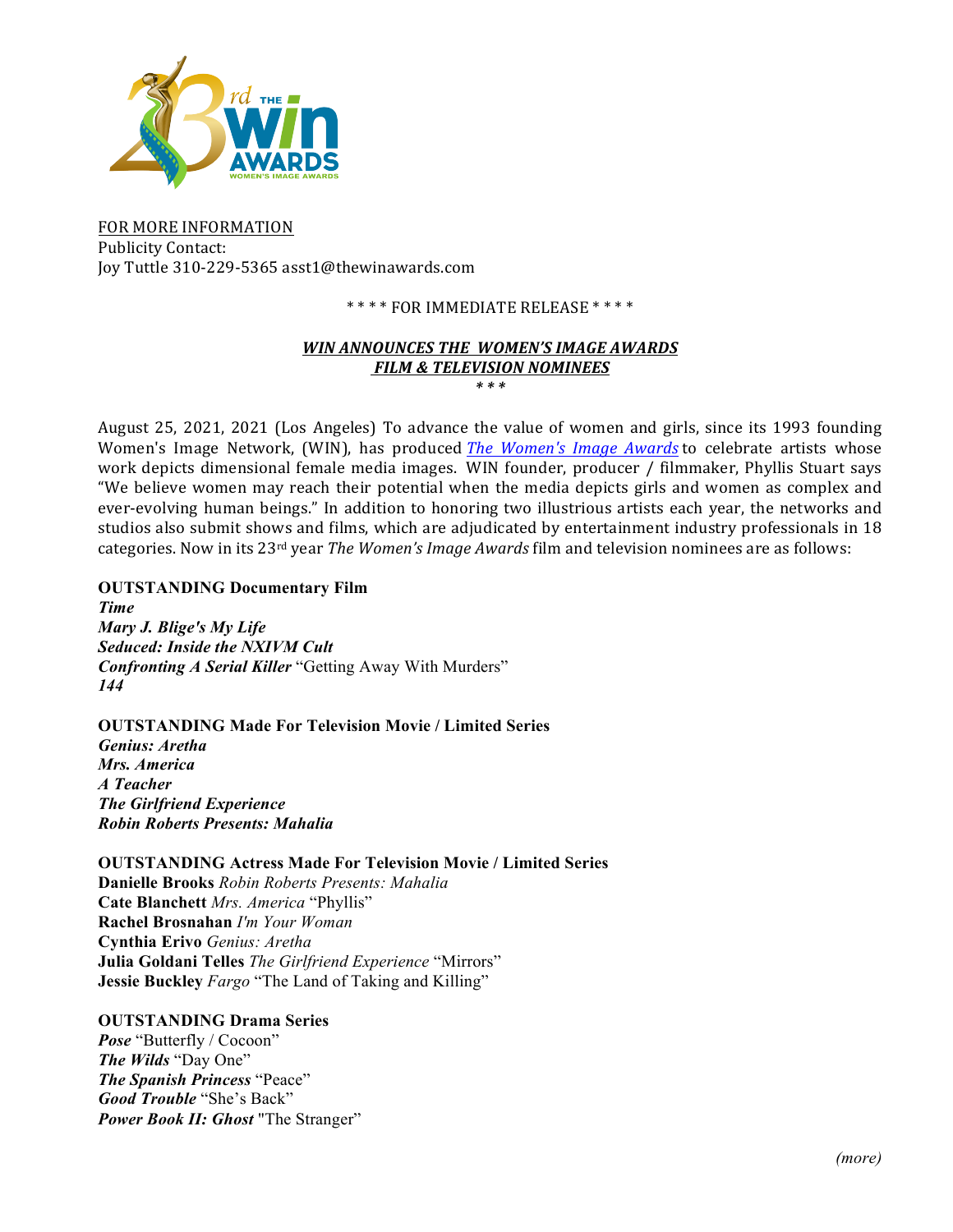FOR MORE INFORMATION
Publicity Contact:
Joy Tuttle 310-229-5365 asst1@thewinawards.com

\* \* \* \* FOR IMMEDIATE RELEASE \* \* \* \*

## ***WIN ANNOUNCES THE WOMEN'S IMAGE AWARDS FILM & TELEVISION NOMINEES***

\* \* \*

August 25, 2021, 2021 (Los Angeles) To advance the value of women and girls, since its 1993 founding Women's Image Network, (WIN), has produced *The Women's Image Awards* to celebrate artists whose work depicts dimensional female media images. WIN founder, producer / filmmaker, Phyllis Stuart says "We believe women may reach their potential when the media depicts girls and women as complex and ever-evolving human beings." In addition to honoring two illustrious artists each year, the networks and studios also submit shows and films, which are adjudicated by entertainment industry professionals in 18 categories. Now in its 23rd year *The Women's Image Awards* film and television nominees are as follows:

**OUTSTANDING Documentary Film**
***Time***
***Mary J. Blige's My Life***
***Seduced: Inside the NXIVM Cult***
***Confronting A Serial Killer*** "Getting Away With Murders"
***144***

**OUTSTANDING Made For Television Movie / Limited Series**
***Genius: Aretha***
***Mrs. America***
***A Teacher***
***The Girlfriend Experience***
***Robin Roberts Presents: Mahalia***

**OUTSTANDING Actress Made For Television Movie / Limited Series**
**Danielle Brooks** *Robin Roberts Presents: Mahalia*
**Cate Blanchett** *Mrs. America* "Phyllis"
**Rachel Brosnahan** *I'm Your Woman*
**Cynthia Erivo** *Genius: Aretha*
**Julia Goldani Telles** *The Girlfriend Experience* "Mirrors"
**Jessie Buckley** *Fargo* "The Land of Taking and Killing"

**OUTSTANDING Drama Series**
***Pose*** "Butterfly / Cocoon"
***The Wilds*** "Day One"
***The Spanish Princess*** "Peace"
***Good Trouble*** "She's Back"
***Power Book II: Ghost*** "The Stranger"

*(more)*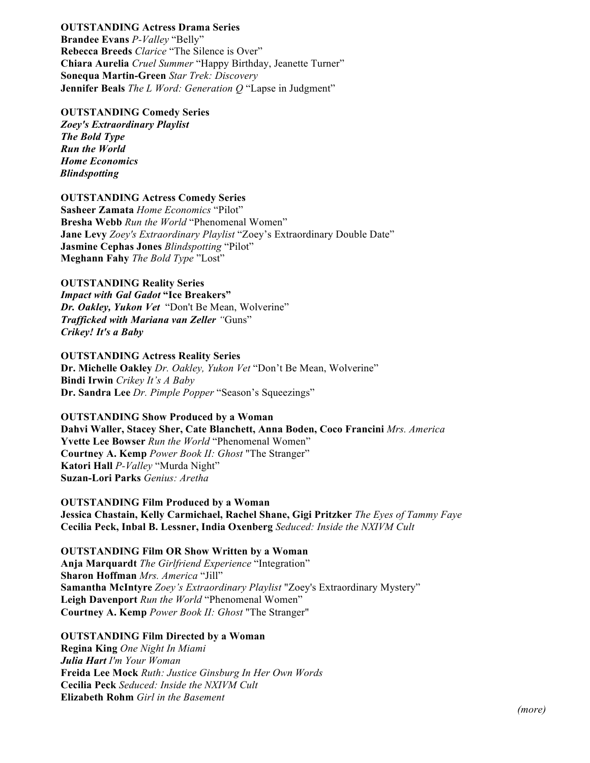**OUTSTANDING Actress Drama Series**
**Brandee Evans** *P-Valley* “Belly”
**Rebecca Breeds** *Clarice* “The Silence is Over”
**Chiara Aurelia** *Cruel Summer* “Happy Birthday, Jeanette Turner”
**Sonequa Martin-Green** *Star Trek: Discovery*
**Jennifer Beals** *The L Word: Generation Q* “Lapse in Judgment”

**OUTSTANDING Comedy Series**
***Zoey's Extraordinary Playlist***
***The Bold Type***
***Run the World***
***Home Economics***
***Blindspotting***

**OUTSTANDING Actress Comedy Series**
**Sasheer Zamata** *Home Economics* “Pilot”
**Bresha Webb** *Run the World* “Phenomenal Women”
**Jane Levy** *Zoey's Extraordinary Playlist* “Zoey’s Extraordinary Double Date”
**Jasmine Cephas Jones** *Blindspotting* “Pilot”
**Meghann Fahy** *The Bold Type* ”Lost”

**OUTSTANDING Reality Series**
***Impact with Gal Gadot* “Ice Breakers”**
***Dr. Oakley, Yukon Vet*** “Don't Be Mean, Wolverine”
***Trafficked with Mariana van Zeller*** *“*Guns”
***Crikey! It's a Baby***

**OUTSTANDING Actress Reality Series**
**Dr. Michelle Oakley** *Dr. Oakley, Yukon Vet* “Don’t Be Mean, Wolverine”
**Bindi Irwin** *Crikey It’s A Baby*
**Dr. Sandra Lee** *Dr. Pimple Popper* “Season’s Squeezings”

**OUTSTANDING Show Produced by a Woman**
**Dahvi Waller, Stacey Sher, Cate Blanchett, Anna Boden, Coco Francini** *Mrs. America*
**Yvette Lee Bowser** *Run the World* “Phenomenal Women”
**Courtney A. Kemp** *Power Book II: Ghost* "The Stranger”
**Katori Hall** *P-Valley* “Murda Night”
**Suzan-Lori Parks** *Genius: Aretha*

**OUTSTANDING Film Produced by a Woman**
**Jessica Chastain, Kelly Carmichael, Rachel Shane, Gigi Pritzker** *The Eyes of Tammy Faye*
**Cecilia Peck, Inbal B. Lessner, India Oxenberg** *Seduced: Inside the NXIVM Cult*

**OUTSTANDING Film OR Show Written by a Woman**
**Anja Marquardt** *The Girlfriend Experience* “Integration”
**Sharon Hoffman** *Mrs. America* “Jill”
**Samantha McIntyre** *Zoey’s Extraordinary Playlist* "Zoey's Extraordinary Mystery”
**Leigh Davenport** *Run the World* “Phenomenal Women”
**Courtney A. Kemp** *Power Book II: Ghost* "The Stranger"

**OUTSTANDING Film Directed by a Woman**
**Regina King** *One Night In Miami*
***Julia Hart*** *I'm Your Woman*
**Freida Lee Mock** *Ruth: Justice Ginsburg In Her Own Words*
**Cecilia Peck** *Seduced: Inside the NXIVM Cult*
**Elizabeth Rohm** *Girl in the Basement*

*(more)*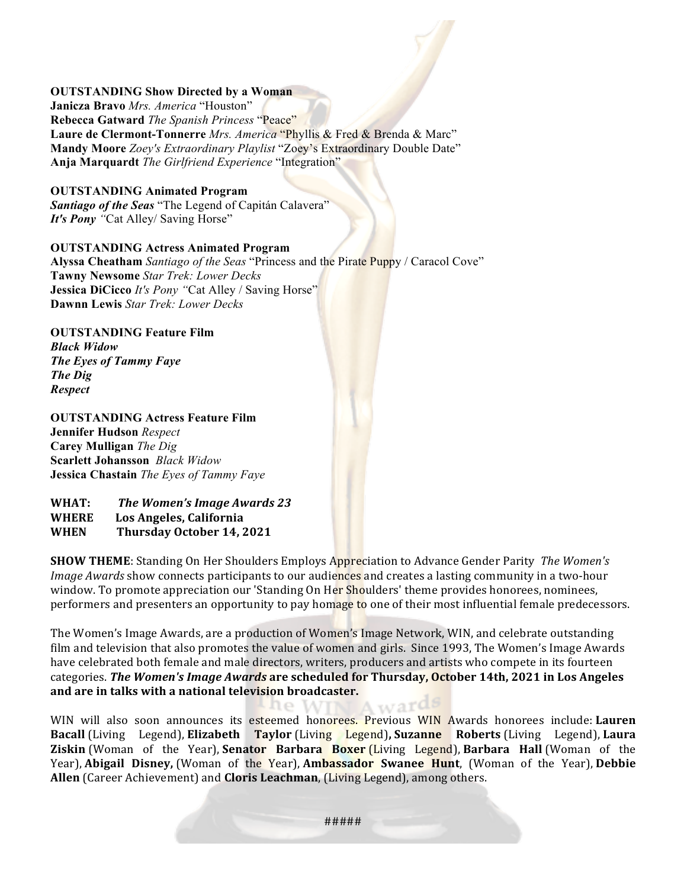**OUTSTANDING Show Directed by a Woman**
**Janicza Bravo** *Mrs. America* "Houston"
**Rebecca Gatward** *The Spanish Princess* "Peace"
**Laure de Clermont-Tonnerre** *Mrs. America* "Phyllis & Fred & Brenda & Marc"
**Mandy Moore** *Zoey's Extraordinary Playlist* "Zoey's Extraordinary Double Date"
**Anja Marquardt** *The Girlfriend Experience* "Integration"

**OUTSTANDING Animated Program**
***Santiago of the Seas*** "The Legend of Capitán Calavera"
***It's Pony*** *"*Cat Alley/ Saving Horse"

**OUTSTANDING Actress Animated Program**
**Alyssa Cheatham** *Santiago of the Seas* "Princess and the Pirate Puppy / Caracol Cove"
**Tawny Newsome** *Star Trek: Lower Decks*
**Jessica DiCicco** *It's Pony "*Cat Alley / Saving Horse"
**Dawnn Lewis** *Star Trek: Lower Decks*

**OUTSTANDING Feature Film**
***Black Widow***
***The Eyes of Tammy Faye***
***The Dig***
***Respect***

**OUTSTANDING Actress Feature Film**
**Jennifer Hudson** *Respect*
**Carey Mulligan** *The Dig*
**Scarlett Johansson** *Black Widow*
**Jessica Chastain** *The Eyes of Tammy Faye*

**WHAT:** ***The Women's Image Awards 23***
**WHERE Los Angeles, California**
**WHEN Thursday October 14, 2021**

**SHOW THEME**: Standing On Her Shoulders Employs Appreciation to Advance Gender Parity *The Women's Image Awards* show connects participants to our audiences and creates a lasting community in a two-hour window. To promote appreciation our 'Standing On Her Shoulders' theme provides honorees, nominees, performers and presenters an opportunity to pay homage to one of their most influential female predecessors.

The Women's Image Awards, are a production of Women's Image Network, WIN, and celebrate outstanding film and television that also promotes the value of women and girls. Since 1993, The Women's Image Awards have celebrated both female and male directors, writers, producers and artists who compete in its fourteen categories. ***The Women's Image Awards* are scheduled for Thursday, October 14th, 2021 in Los Angeles and are in talks with a national television broadcaster.**

WIN will also soon announces its esteemed honorees. Previous WIN Awards honorees include: **Lauren Bacall** (Living Legend), **Elizabeth Taylor** (Living Legend)**, Suzanne Roberts** (Living Legend), **Laura Ziskin** (Woman of the Year), **Senator Barbara Boxer** (Living Legend), **Barbara Hall** (Woman of the Year), **Abigail Disney,** (Woman of the Year), **Ambassador Swanee Hunt**, (Woman of the Year), **Debbie Allen** (Career Achievement) and **Cloris Leachman**, (Living Legend), among others.

#####